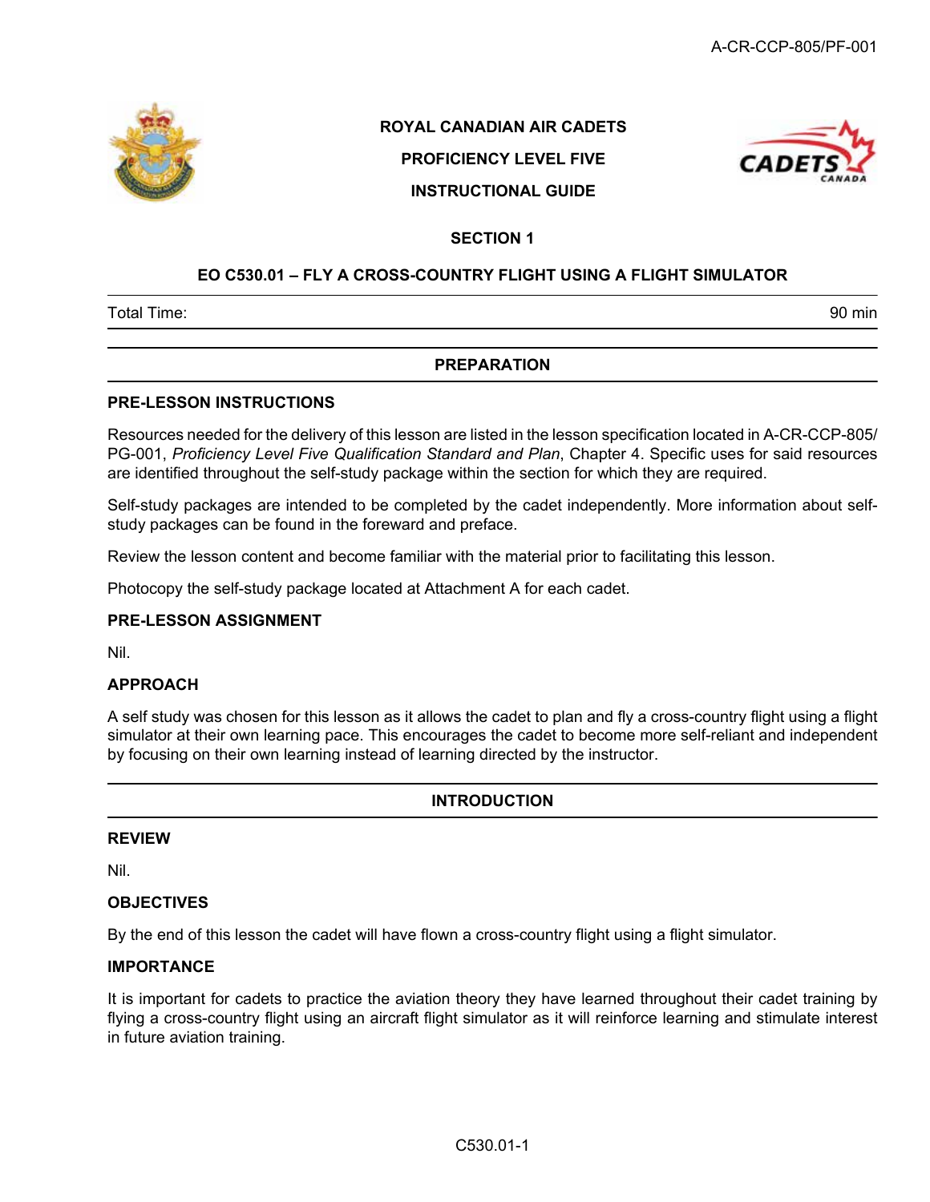# ROYAL CANADIAN AIR CADETS

# PROFICIENCY LEVEL FIVE

# INSTRUCTIONAL GUIDE

## SECTION 1

## EO C530.01 – FLY A CROSS-COUNTRY FLIGHT USING A FLIGHT SIMULATOR

| Total Time: | 90 min |
|---|---|

## PREPARATION

### PRE-LESSON INSTRUCTIONS

Resources needed for the delivery of this lesson are listed in the lesson specification located in A-CR-CCP-805/PG-001, *Proficiency Level Five Qualification Standard and Plan*, Chapter 4. Specific uses for said resources are identified throughout the self-study package within the section for which they are required.

Self-study packages are intended to be completed by the cadet independently. More information about self-study packages can be found in the foreward and preface.

Review the lesson content and become familiar with the material prior to facilitating this lesson.

Photocopy the self-study package located at Attachment A for each cadet.

### PRE-LESSON ASSIGNMENT

Nil.

### APPROACH

A self study was chosen for this lesson as it allows the cadet to plan and fly a cross-country flight using a flight simulator at their own learning pace. This encourages the cadet to become more self-reliant and independent by focusing on their own learning instead of learning directed by the instructor.

## INTRODUCTION

### REVIEW

Nil.

### OBJECTIVES

By the end of this lesson the cadet will have flown a cross-country flight using a flight simulator.

### IMPORTANCE

It is important for cadets to practice the aviation theory they have learned throughout their cadet training by flying a cross-country flight using an aircraft flight simulator as it will reinforce learning and stimulate interest in future aviation training.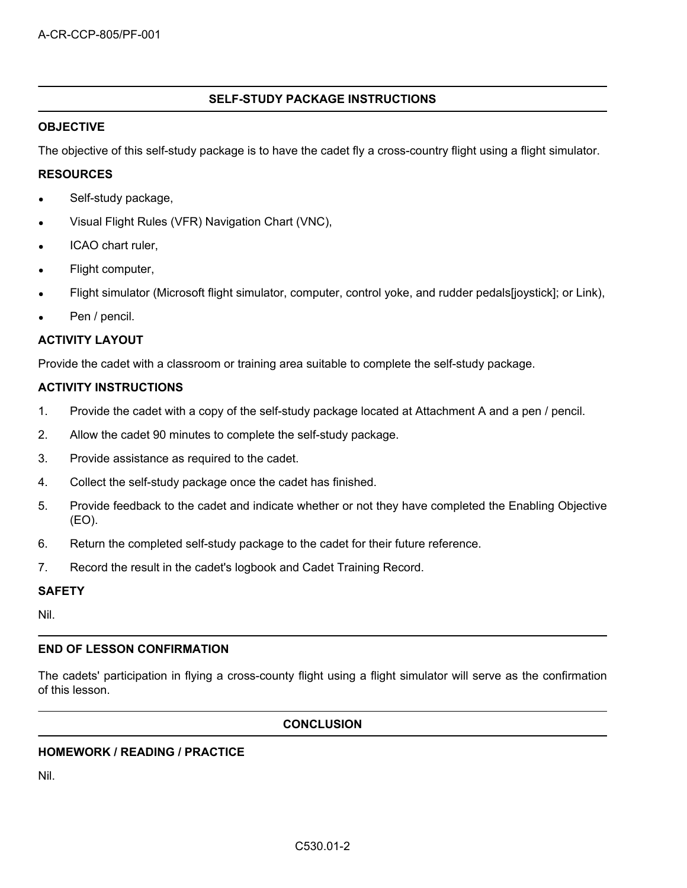## SELF-STUDY PACKAGE INSTRUCTIONS

### OBJECTIVE

The objective of this self-study package is to have the cadet fly a cross-country flight using a flight simulator.

### RESOURCES

- Self-study package,
- Visual Flight Rules (VFR) Navigation Chart (VNC),
- ICAO chart ruler,
- Flight computer,
- Flight simulator (Microsoft flight simulator, computer, control yoke, and rudder pedals[joystick]; or Link),
- Pen / pencil.

### ACTIVITY LAYOUT

Provide the cadet with a classroom or training area suitable to complete the self-study package.

### ACTIVITY INSTRUCTIONS

1. Provide the cadet with a copy of the self-study package located at Attachment A and a pen / pencil.
2. Allow the cadet 90 minutes to complete the self-study package.
3. Provide assistance as required to the cadet.
4. Collect the self-study package once the cadet has finished.
5. Provide feedback to the cadet and indicate whether or not they have completed the Enabling Objective (EO).
6. Return the completed self-study package to the cadet for their future reference.
7. Record the result in the cadet's logbook and Cadet Training Record.

### SAFETY

Nil.

### END OF LESSON CONFIRMATION

The cadets' participation in flying a cross-county flight using a flight simulator will serve as the confirmation of this lesson.

## CONCLUSION

### HOMEWORK / READING / PRACTICE

Nil.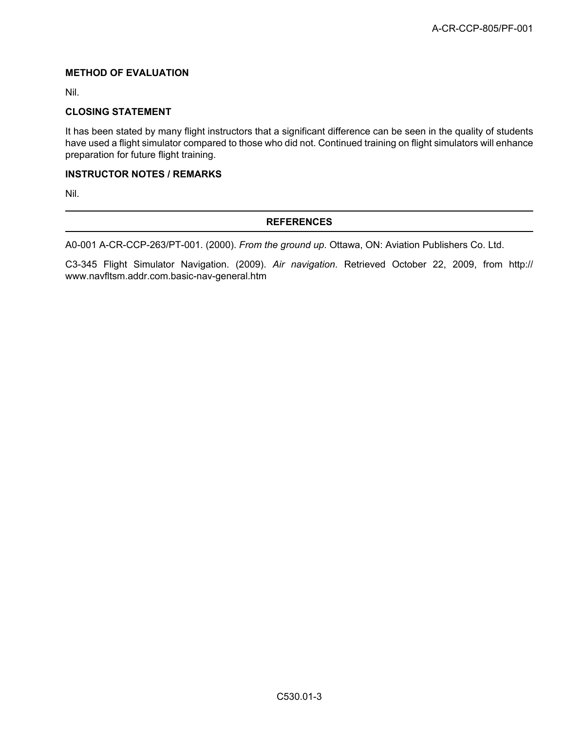**METHOD OF EVALUATION**

Nil.

**CLOSING STATEMENT**

It has been stated by many flight instructors that a significant difference can be seen in the quality of students have used a flight simulator compared to those who did not. Continued training on flight simulators will enhance preparation for future flight training.

**INSTRUCTOR NOTES / REMARKS**

Nil.

---

**REFERENCES**

---

A0-001 A-CR-CCP-263/PT-001. (2000). *From the ground up*. Ottawa, ON: Aviation Publishers Co. Ltd.

C3-345 Flight Simulator Navigation. (2009). *Air navigation*. Retrieved October 22, 2009, from http://www.navfltsm.addr.com.basic-nav-general.htm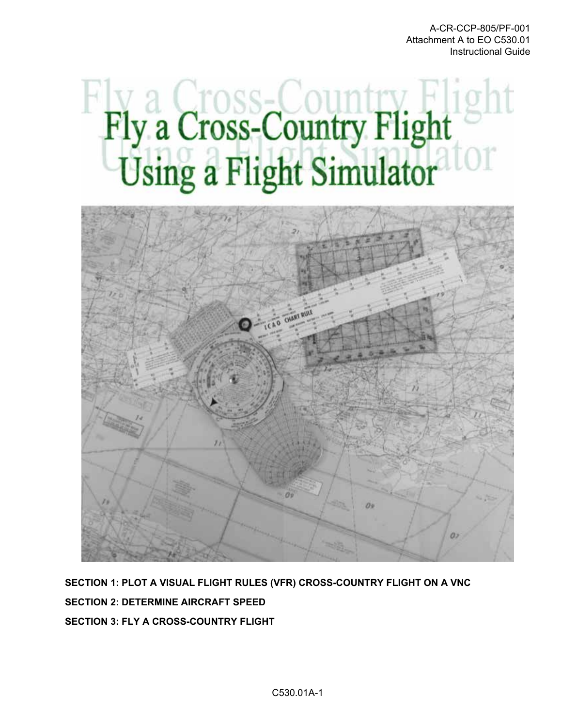# Fly a Cross-Country Flight Using a Flight Simulator

**SECTION 1: PLOT A VISUAL FLIGHT RULES (VFR) CROSS-COUNTRY FLIGHT ON A VNC**

**SECTION 2: DETERMINE AIRCRAFT SPEED**

**SECTION 3: FLY A CROSS-COUNTRY FLIGHT**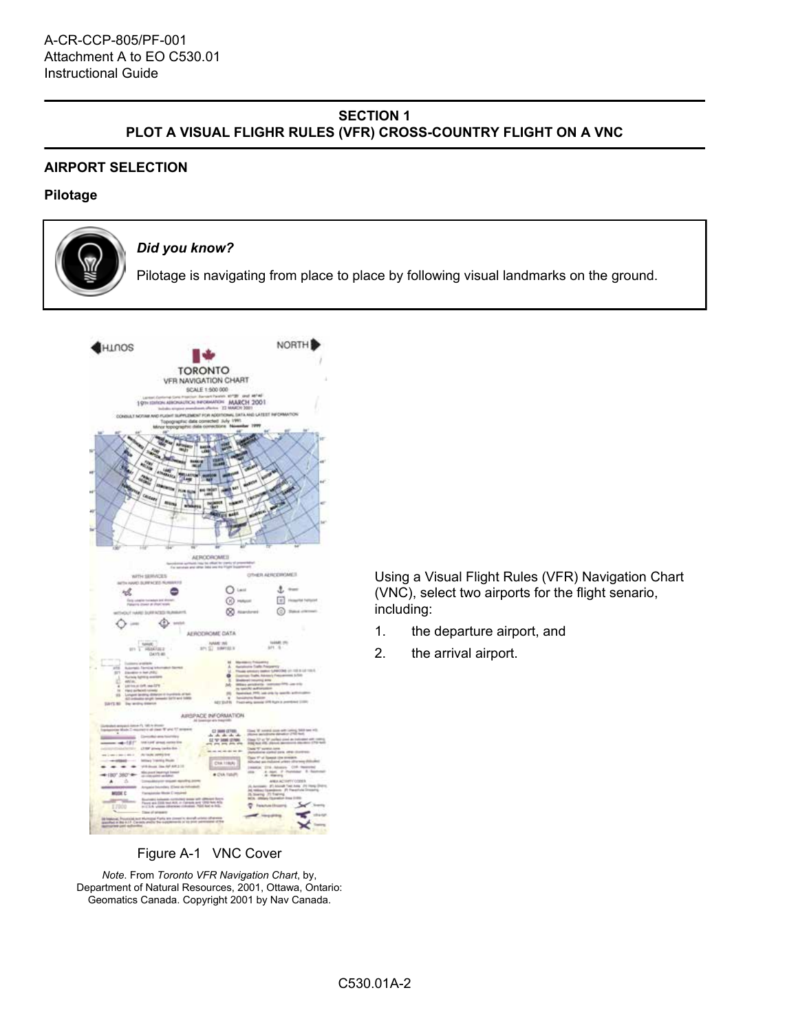## SECTION 1
## PLOT A VISUAL FLIGHR RULES (VFR) CROSS-COUNTRY FLIGHT ON A VNC

### AIRPORT SELECTION

#### Pilotage

> ***Did you know?***
>
> Pilotage is navigating from place to place by following visual landmarks on the ground.

Figure A-1 VNC Cover

*Note*. From *Toronto VFR Navigation Chart*, by, Department of Natural Resources, 2001, Ottawa, Ontario: Geomatics Canada. Copyright 2001 by Nav Canada.

Using a Visual Flight Rules (VFR) Navigation Chart (VNC), select two airports for the flight senario, including:

1. the departure airport, and
2. the arrival airport.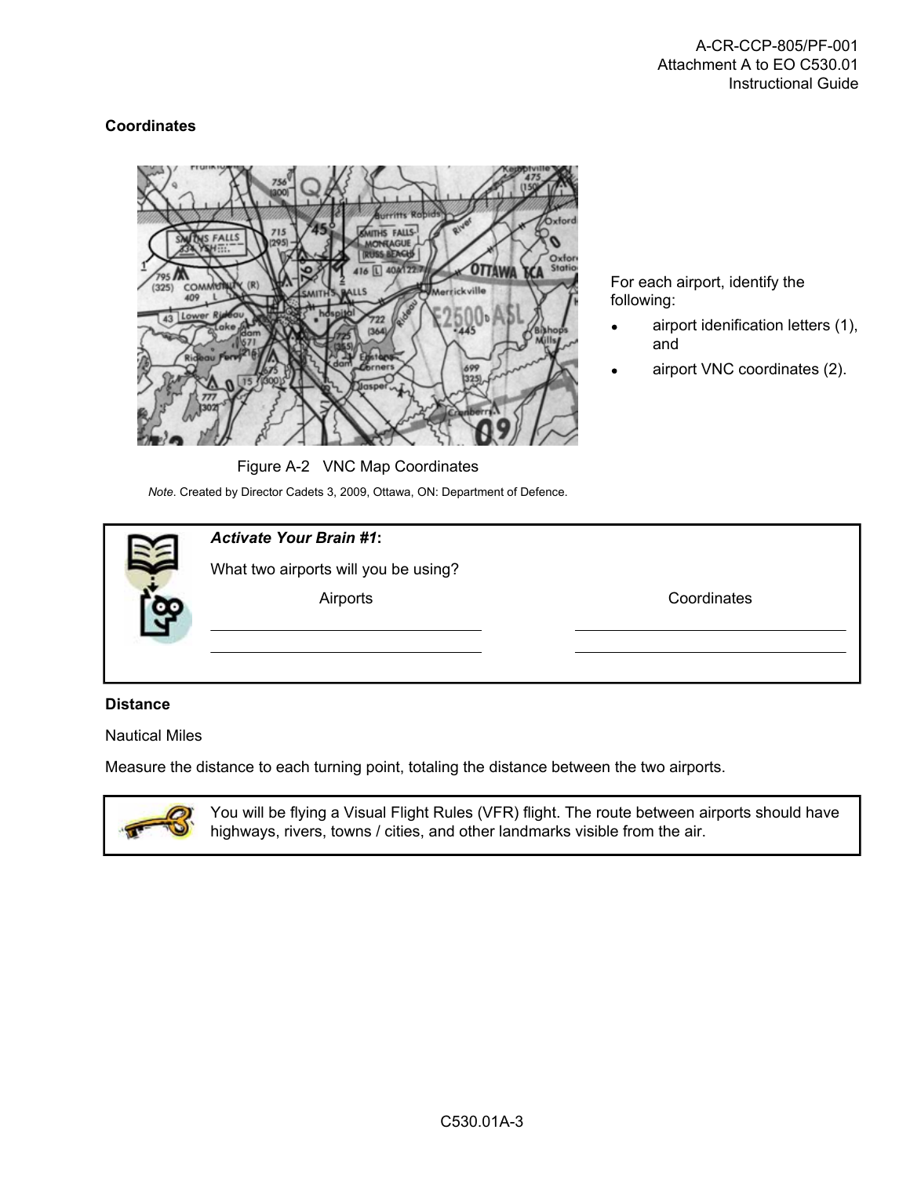### Coordinates

For each airport, identify the following:

- airport idenification letters (1), and
- airport VNC coordinates (2).

Figure A-2 VNC Map Coordinates

*Note*. Created by Director Cadets 3, 2009, Ottawa, ON: Department of Defence.

> ***Activate Your Brain #1*:**
>
> What two airports will you be using?
>
> | Airports | Coordinates |
> |---|---|
> | ______________________ | ______________________ |
> | ______________________ | ______________________ |

### Distance

Nautical Miles

Measure the distance to each turning point, totaling the distance between the two airports.

> You will be flying a Visual Flight Rules (VFR) flight. The route between airports should have highways, rivers, towns / cities, and other landmarks visible from the air.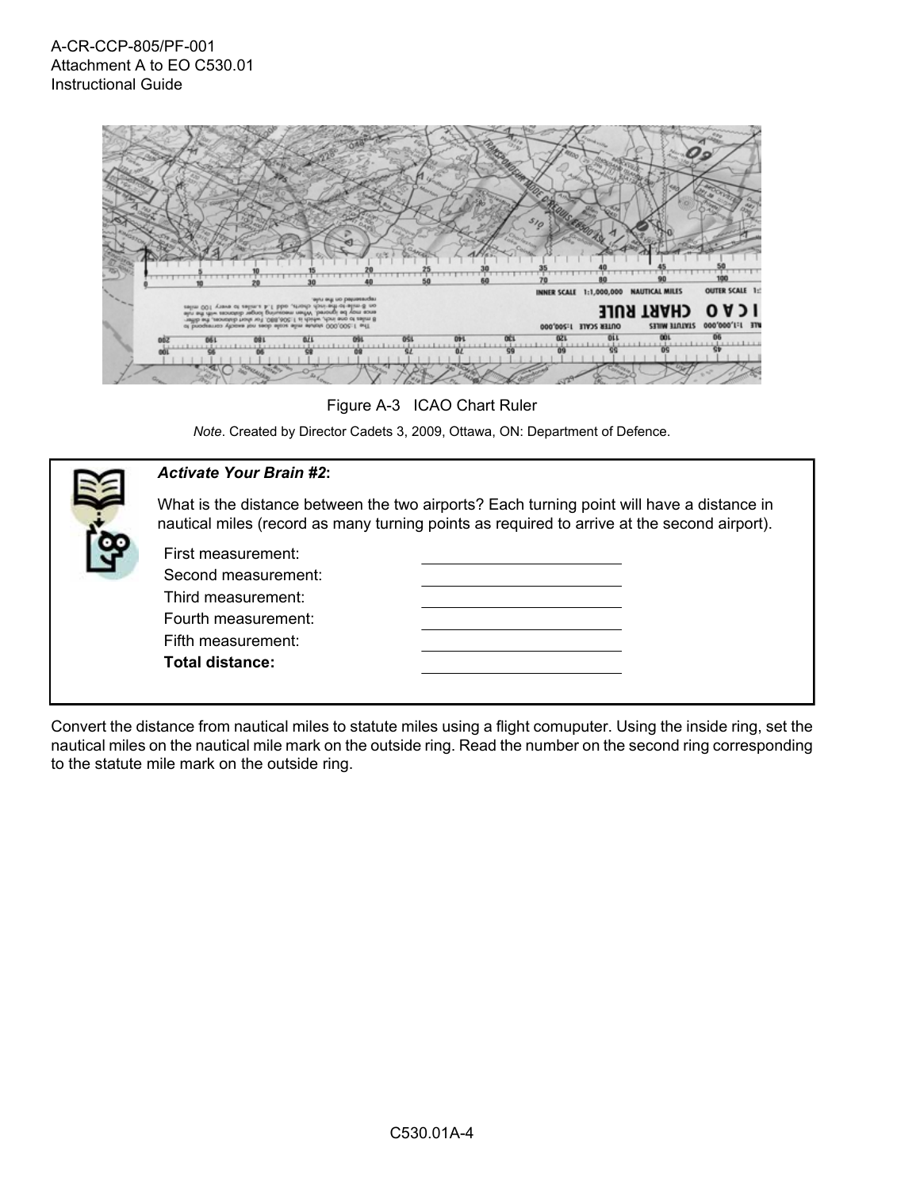Figure A-3 ICAO Chart Ruler

*Note*. Created by Director Cadets 3, 2009, Ottawa, ON: Department of Defence.

***Activate Your Brain #2*:**

What is the distance between the two airports? Each turning point will have a distance in nautical miles (record as many turning points as required to arrive at the second airport).

| | |
|---|---|
| First measurement: | ____________ |
| Second measurement: | ____________ |
| Third measurement: | ____________ |
| Fourth measurement: | ____________ |
| Fifth measurement: | ____________ |
| **Total distance:** | ____________ |

Convert the distance from nautical miles to statute miles using a flight comuputer. Using the inside ring, set the nautical miles on the nautical mile mark on the outside ring. Read the number on the second ring corresponding to the statute mile mark on the outside ring.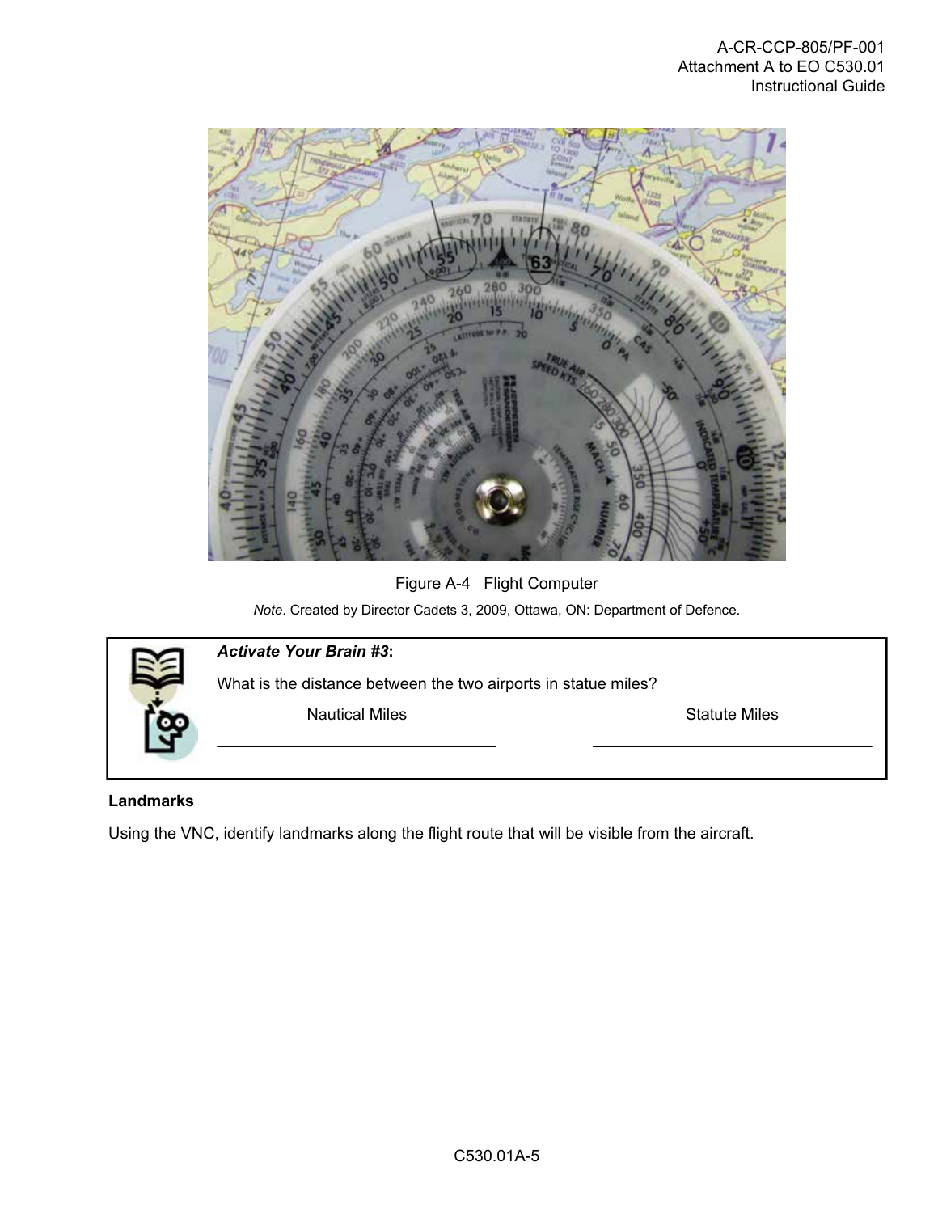Figure A-4 Flight Computer

*Note*. Created by Director Cadets 3, 2009, Ottawa, ON: Department of Defence.

***Activate Your Brain #3*:**

What is the distance between the two airports in statue miles?

| Nautical Miles | Statute Miles |
| --- | --- |
| \_\_\_\_\_\_\_\_\_\_\_\_\_\_\_\_\_\_\_\_ | \_\_\_\_\_\_\_\_\_\_\_\_\_\_\_\_\_\_\_\_ |

**Landmarks**

Using the VNC, identify landmarks along the flight route that will be visible from the aircraft.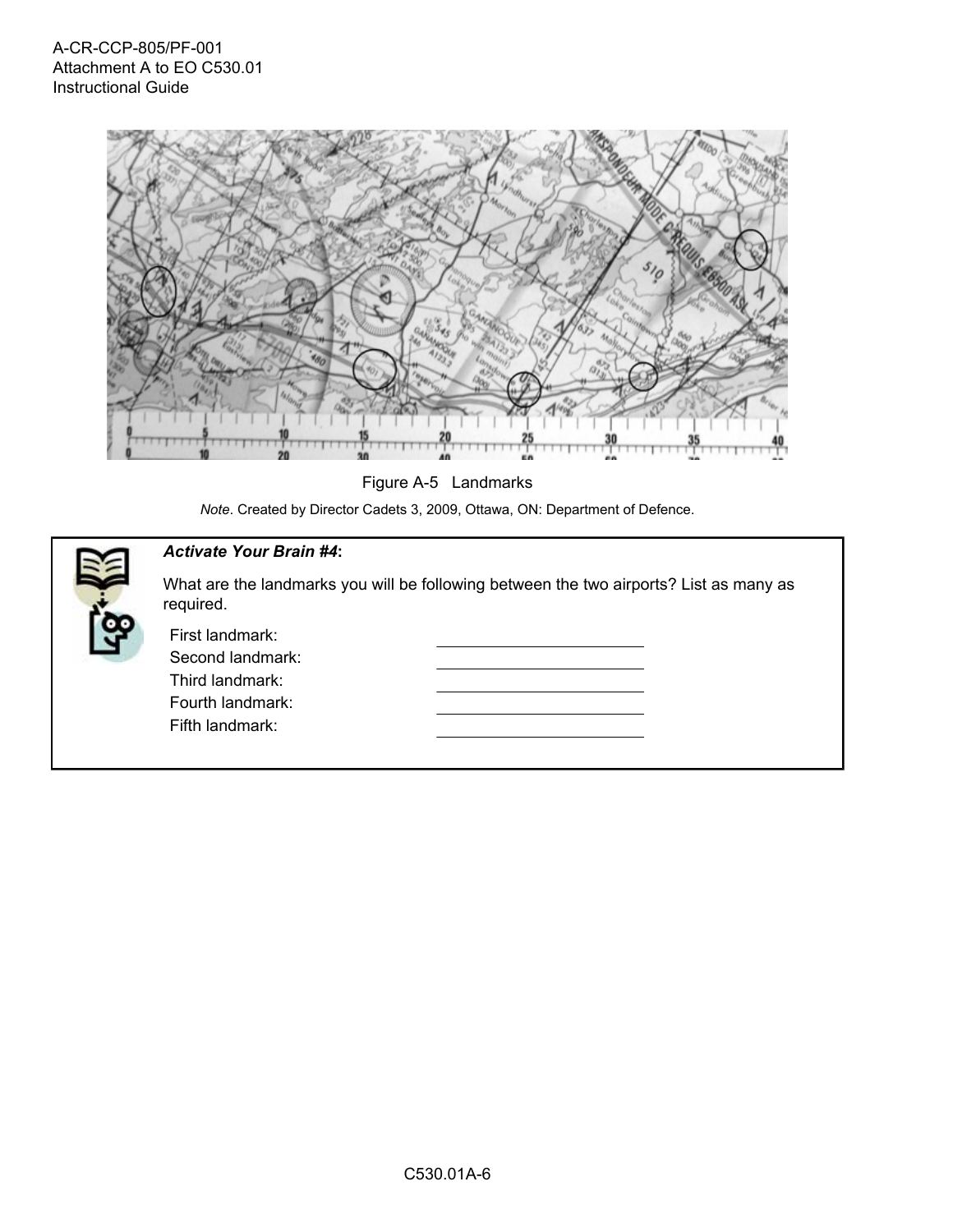Figure A-5 Landmarks

*Note*. Created by Director Cadets 3, 2009, Ottawa, ON: Department of Defence.

***Activate Your Brain #4*:**

What are the landmarks you will be following between the two airports? List as many as required.

First landmark: \_\_\_\_\_\_\_\_\_\_\_\_\_\_\_\_\_\_\_\_\_\_\_\_

Second landmark: \_\_\_\_\_\_\_\_\_\_\_\_\_\_\_\_\_\_\_\_\_\_\_\_

Third landmark: \_\_\_\_\_\_\_\_\_\_\_\_\_\_\_\_\_\_\_\_\_\_\_\_

Fourth landmark: \_\_\_\_\_\_\_\_\_\_\_\_\_\_\_\_\_\_\_\_\_\_\_\_

Fifth landmark: \_\_\_\_\_\_\_\_\_\_\_\_\_\_\_\_\_\_\_\_\_\_\_\_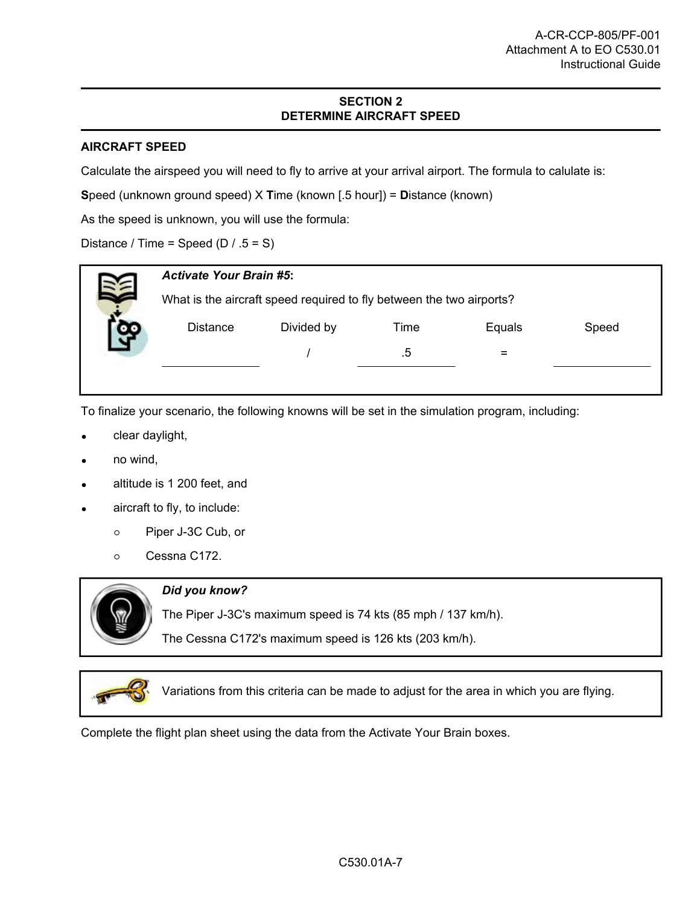## SECTION 2
## DETERMINE AIRCRAFT SPEED

**AIRCRAFT SPEED**

Calculate the airspeed you will need to fly to arrive at your arrival airport. The formula to calulate is:

**S**peed (unknown ground speed) X **T**ime (known [.5 hour]) = **D**istance (known)

As the speed is unknown, you will use the formula:

Distance / Time = Speed (D / .5 = S)

> ***Activate Your Brain #5*:**
>
> What is the aircraft speed required to fly between the two airports?
>
> | Distance | Divided by | Time | Equals | Speed |
> |---|---|---|---|---|
> | ______________ | / | .5 | = | ______________ |

To finalize your scenario, the following knowns will be set in the simulation program, including:

- clear daylight,
- no wind,
- altitude is 1 200 feet, and
- aircraft to fly, to include:
  - Piper J-3C Cub, or
  - Cessna C172.

> ***Did you know?***
>
> The Piper J-3C's maximum speed is 74 kts (85 mph / 137 km/h).
>
> The Cessna C172's maximum speed is 126 kts (203 km/h).

> Variations from this criteria can be made to adjust for the area in which you are flying.

Complete the flight plan sheet using the data from the Activate Your Brain boxes.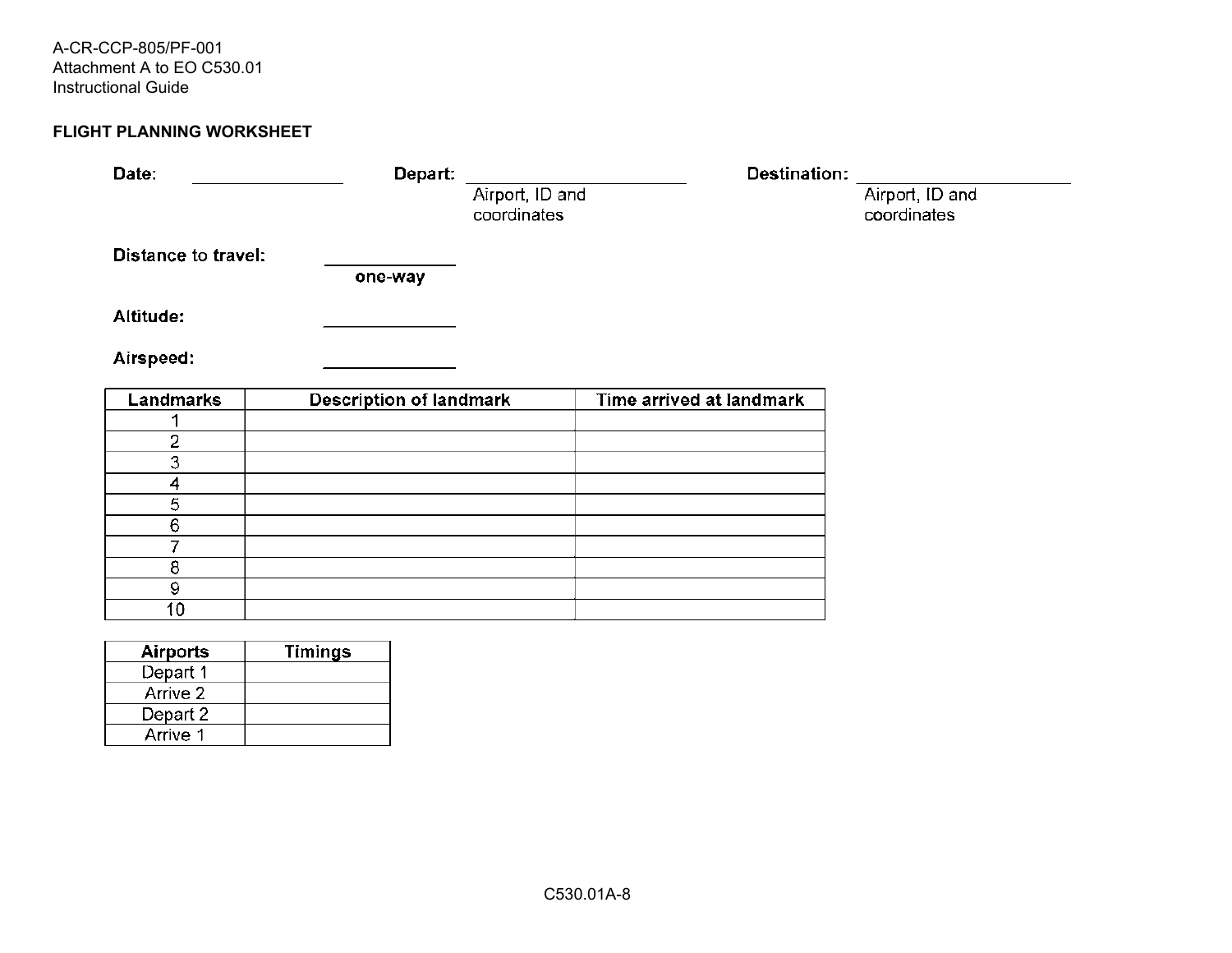## FLIGHT PLANNING WORKSHEET

**Date:** ________________ **Depart:** ________________________ **Destination:** ________________________

Depart: Airport, ID and coordinates

Destination: Airport, ID and coordinates

**Distance to travel:** ____________
one-way

**Altitude:** ____________

**Airspeed:** ____________

| Landmarks | Description of landmark | Time arrived at landmark |
|---|---|---|
| 1 | | |
| 2 | | |
| 3 | | |
| 4 | | |
| 5 | | |
| 6 | | |
| 7 | | |
| 8 | | |
| 9 | | |
| 10 | | |

| Airports | Timings |
|---|---|
| Depart 1 | |
| Arrive 2 | |
| Depart 2 | |
| Arrive 1 | |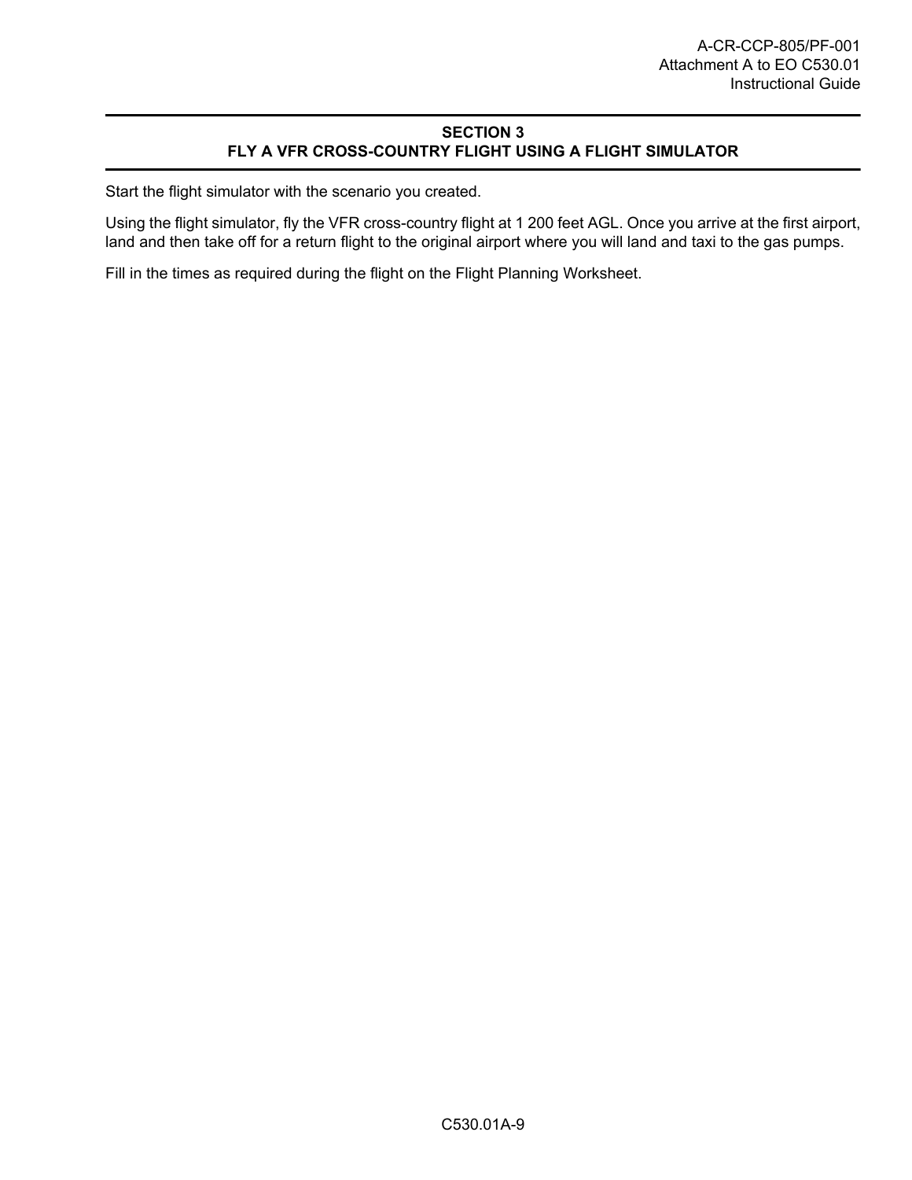## SECTION 3
## FLY A VFR CROSS-COUNTRY FLIGHT USING A FLIGHT SIMULATOR

Start the flight simulator with the scenario you created.

Using the flight simulator, fly the VFR cross-country flight at 1 200 feet AGL. Once you arrive at the first airport, land and then take off for a return flight to the original airport where you will land and taxi to the gas pumps.

Fill in the times as required during the flight on the Flight Planning Worksheet.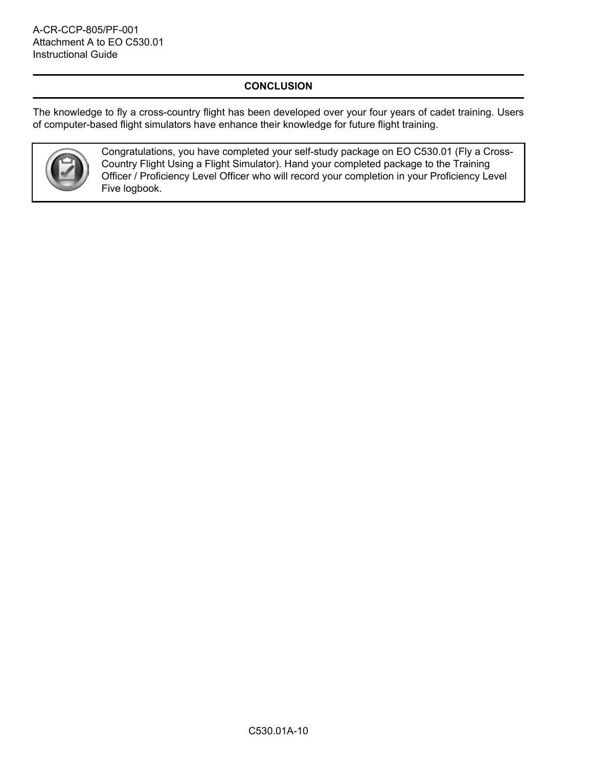## CONCLUSION

The knowledge to fly a cross-country flight has been developed over your four years of cadet training. Users of computer-based flight simulators have enhance their knowledge for future flight training.

> Congratulations, you have completed your self-study package on EO C530.01 (Fly a Cross-Country Flight Using a Flight Simulator). Hand your completed package to the Training Officer / Proficiency Level Officer who will record your completion in your Proficiency Level Five logbook.